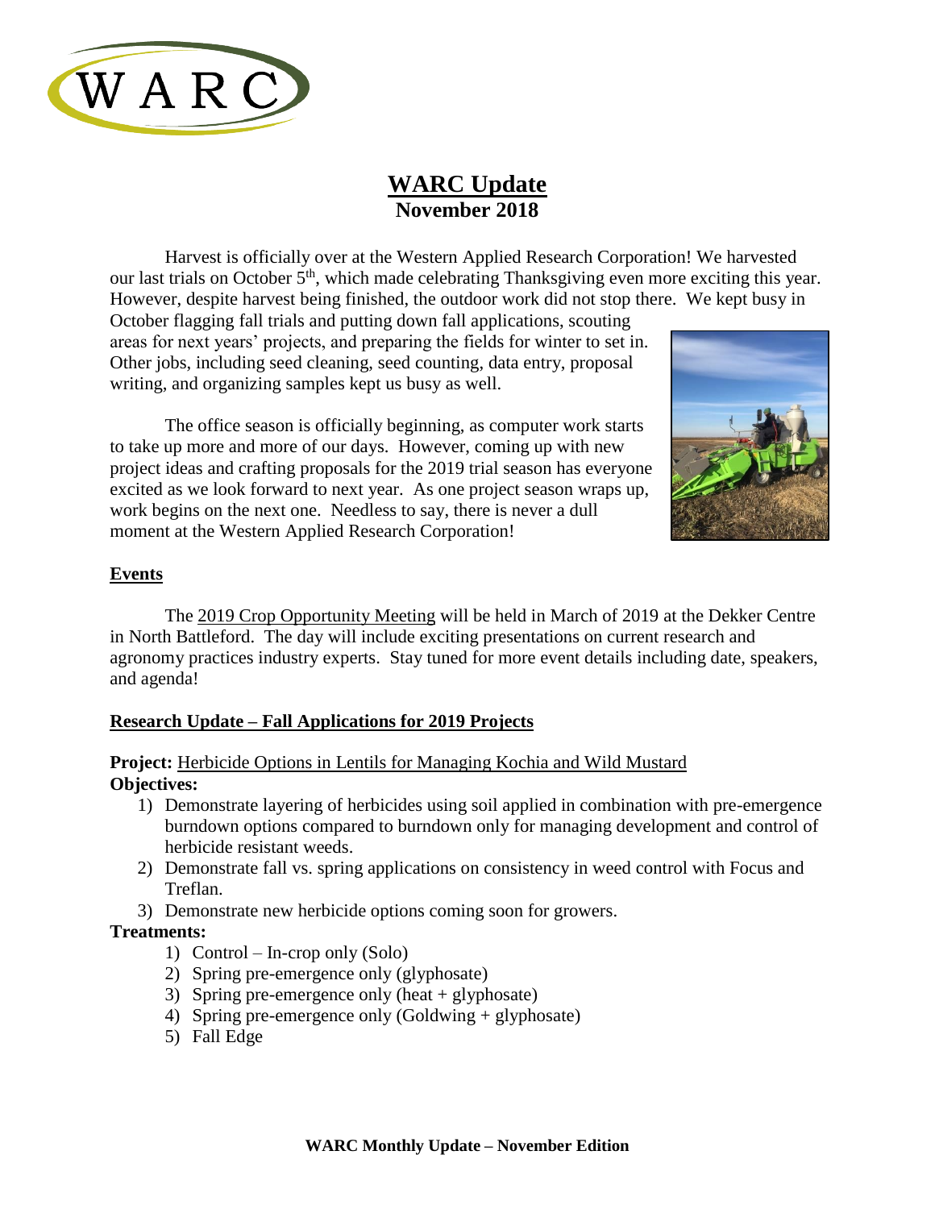# WARC Update

## November 2018

Harvest is officially over at the Western Applied Research Corporation! We harvested our last trials on October 5th, which made celebrating Thanksgiving even more exciting this year. However, despite harvest being finished, the outdoor work did not stop there. We kept busy in October flagging fall trials and putting down fall applications, scouting areas for next years' projects, and preparing the fields for winter to set in. Other jobs, including seed cleaning, seed counting, data entry, proposal writing, and organizing samples kept us busy as well.

The office season is officially beginning, as computer work starts to take up more and more of our days. However, coming up with new project ideas and crafting proposals for the 2019 trial season has everyone excited as we look forward to next year. As one project season wraps up, work begins on the next one. Needless to say, there is never a dull moment at the Western Applied Research Corporation!

## Events

The 2019 Crop Opportunity Meeting will be held in March of 2019 at the Dekker Centre in North Battleford. The day will include exciting presentations on current research and agronomy practices industry experts. Stay tuned for more event details including date, speakers, and agenda!

## Research Update – Fall Applications for 2019 Projects

**Project:** Herbicide Options in Lentils for Managing Kochia and Wild Mustard

**Objectives:**

1) Demonstrate layering of herbicides using soil applied in combination with pre-emergence burndown options compared to burndown only for managing development and control of herbicide resistant weeds.
2) Demonstrate fall vs. spring applications on consistency in weed control with Focus and Treflan.
3) Demonstrate new herbicide options coming soon for growers.

**Treatments:**

1) Control – In-crop only (Solo)
2) Spring pre-emergence only (glyphosate)
3) Spring pre-emergence only (heat + glyphosate)
4) Spring pre-emergence only (Goldwing + glyphosate)
5) Fall Edge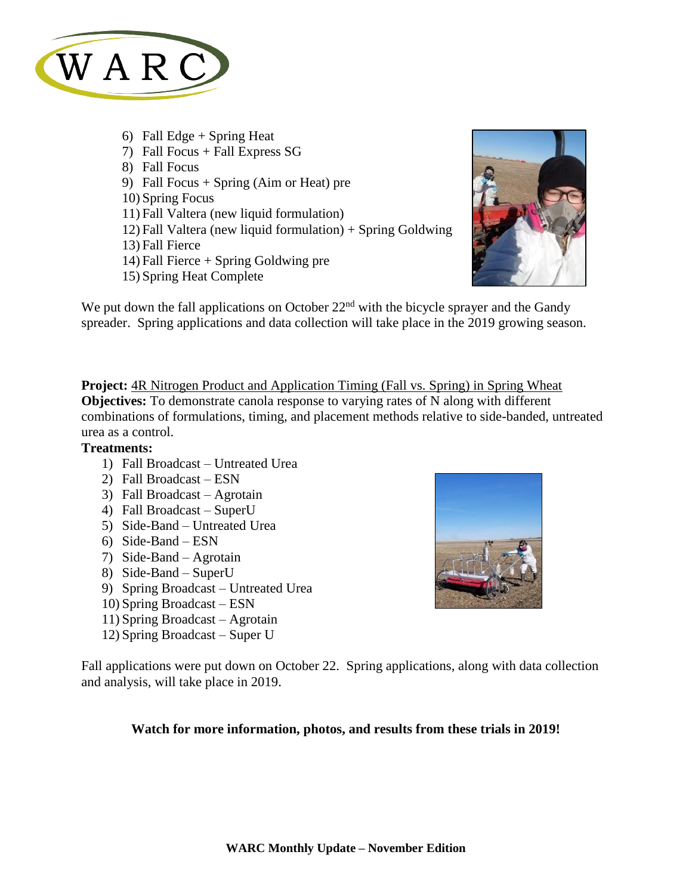6) Fall Edge + Spring Heat
7) Fall Focus + Fall Express SG
8) Fall Focus
9) Fall Focus + Spring (Aim or Heat) pre
10) Spring Focus
11) Fall Valtera (new liquid formulation)
12) Fall Valtera (new liquid formulation) + Spring Goldwing
13) Fall Fierce
14) Fall Fierce + Spring Goldwing pre
15) Spring Heat Complete

We put down the fall applications on October 22nd with the bicycle sprayer and the Gandy spreader. Spring applications and data collection will take place in the 2019 growing season.

**Project:** 4R Nitrogen Product and Application Timing (Fall vs. Spring) in Spring Wheat

**Objectives:** To demonstrate canola response to varying rates of N along with different combinations of formulations, timing, and placement methods relative to side-banded, untreated urea as a control.

**Treatments:**

1) Fall Broadcast – Untreated Urea
2) Fall Broadcast – ESN
3) Fall Broadcast – Agrotain
4) Fall Broadcast – SuperU
5) Side-Band – Untreated Urea
6) Side-Band – ESN
7) Side-Band – Agrotain
8) Side-Band – SuperU
9) Spring Broadcast – Untreated Urea
10) Spring Broadcast – ESN
11) Spring Broadcast – Agrotain
12) Spring Broadcast – Super U

Fall applications were put down on October 22. Spring applications, along with data collection and analysis, will take place in 2019.

**Watch for more information, photos, and results from these trials in 2019!**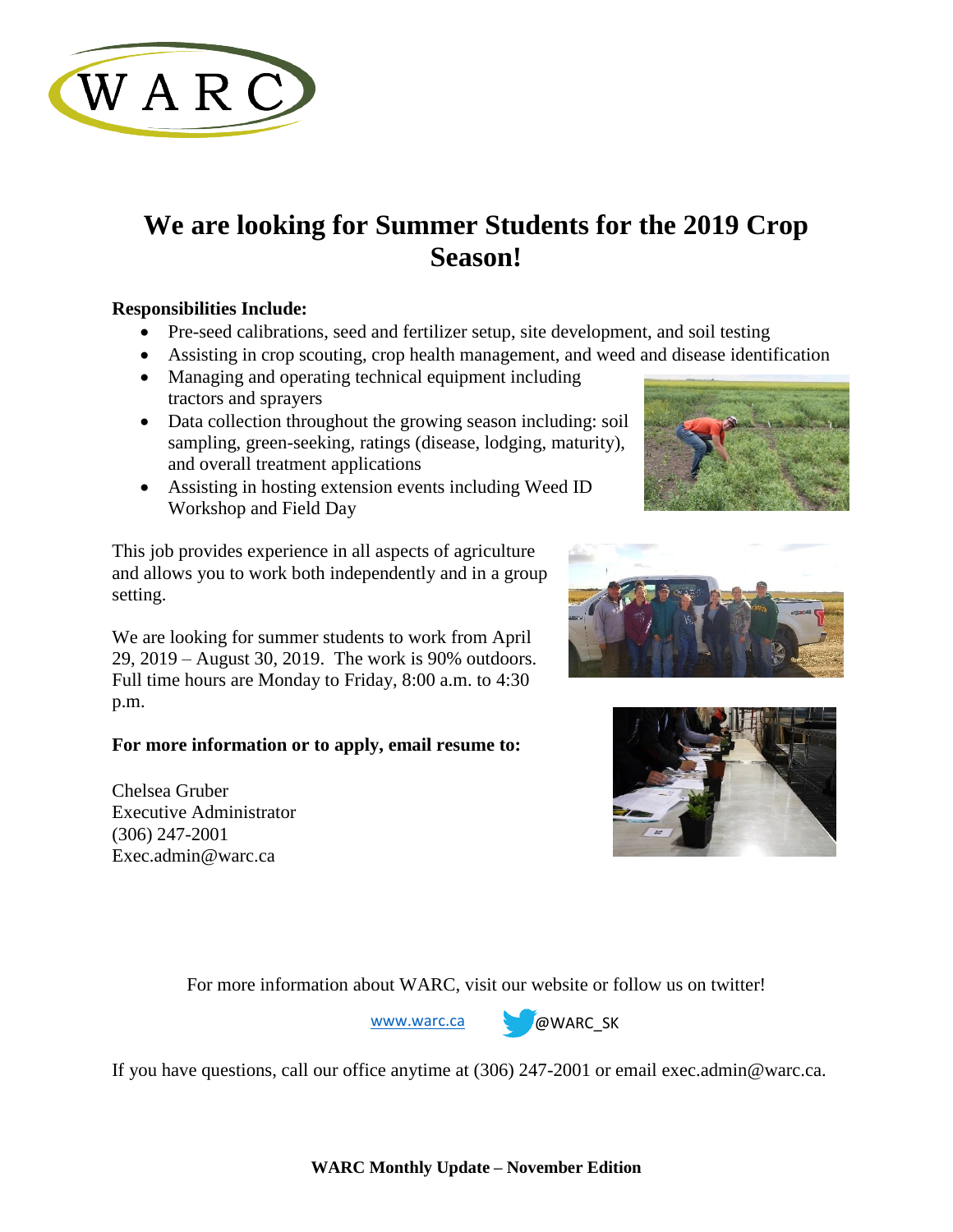WARC

# We are looking for Summer Students for the 2019 Crop Season!

**Responsibilities Include:**

- Pre-seed calibrations, seed and fertilizer setup, site development, and soil testing
- Assisting in crop scouting, crop health management, and weed and disease identification
- Managing and operating technical equipment including tractors and sprayers
- Data collection throughout the growing season including: soil sampling, green-seeking, ratings (disease, lodging, maturity), and overall treatment applications
- Assisting in hosting extension events including Weed ID Workshop and Field Day

This job provides experience in all aspects of agriculture and allows you to work both independently and in a group setting.

We are looking for summer students to work from April 29, 2019 – August 30, 2019. The work is 90% outdoors. Full time hours are Monday to Friday, 8:00 a.m. to 4:30 p.m.

**For more information or to apply, email resume to:**

Chelsea Gruber
Executive Administrator
(306) 247-2001
Exec.admin@warc.ca

For more information about WARC, visit our website or follow us on twitter!

www.warc.ca @WARC_SK

If you have questions, call our office anytime at (306) 247-2001 or email exec.admin@warc.ca.

**WARC Monthly Update – November Edition**